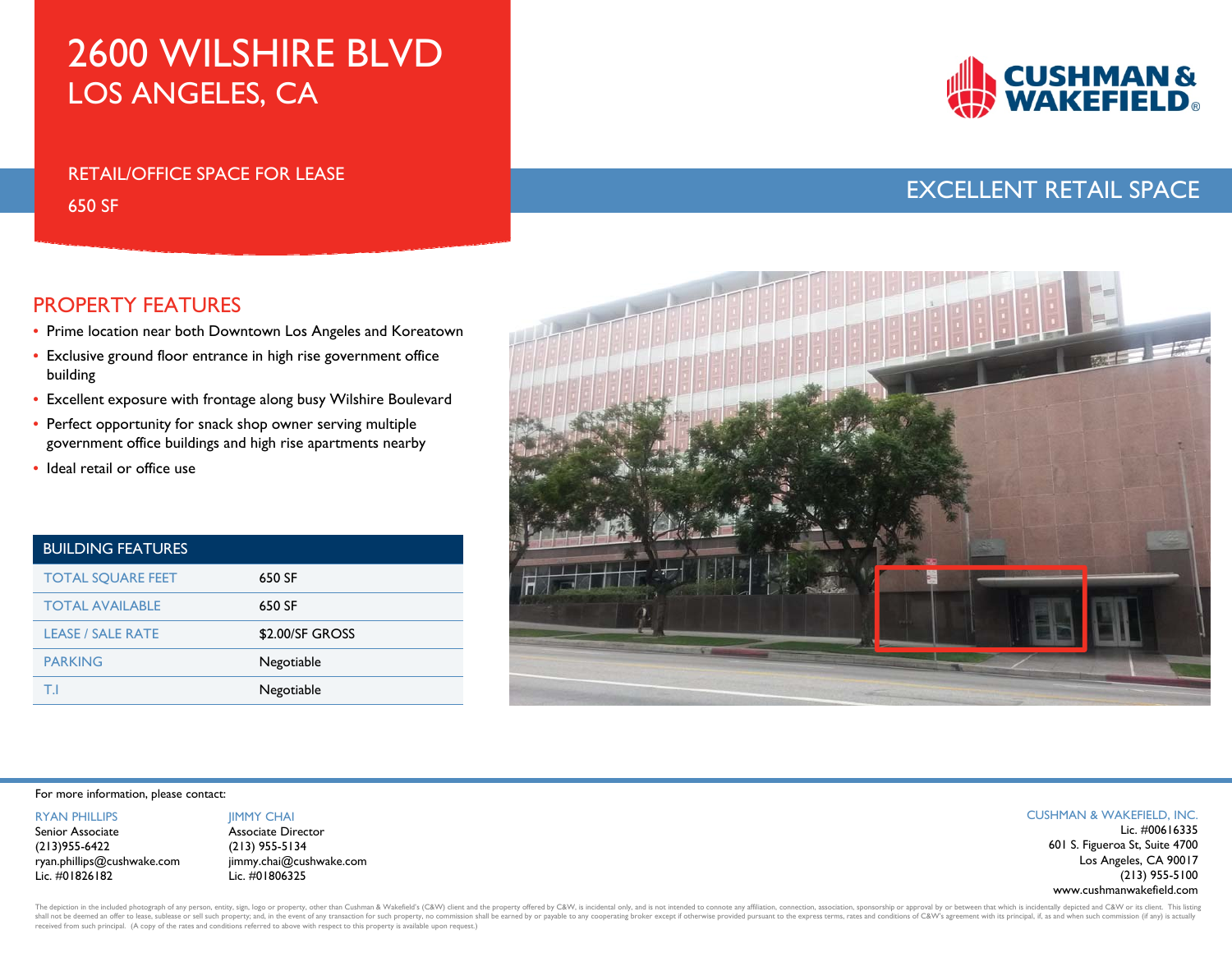# 2600 WILSHIRE BLVD
## LOS ANGELES, CA

RETAIL/OFFICE SPACE FOR LEASE

650 SF

CUSHMAN & WAKEFIELD

EXCELLENT RETAIL SPACE

## PROPERTY FEATURES

- Prime location near both Downtown Los Angeles and Koreatown
- Exclusive ground floor entrance in high rise government office building
- Excellent exposure with frontage along busy Wilshire Boulevard
- Perfect opportunity for snack shop owner serving multiple government office buildings and high rise apartments nearby
- Ideal retail or office use

| BUILDING FEATURES | |
|---|---|
| TOTAL SQUARE FEET | 650 SF |
| TOTAL AVAILABLE | 650 SF |
| LEASE / SALE RATE | $2.00/SF GROSS |
| PARKING | Negotiable |
| T.I | Negotiable |

For more information, please contact:

RYAN PHILLIPS
Senior Associate
(213)955-6422
ryan.phillips@cushwake.com
Lic. #01826182

JIMMY CHAI
Associate Director
(213) 955-5134
jimmy.chai@cushwake.com
Lic. #01806325

CUSHMAN & WAKEFIELD, INC.
Lic. #00616335
601 S. Figueroa St, Suite 4700
Los Angeles, CA 90017
(213) 955-5100
www.cushmanwakefield.com

The depiction in the included photograph of any person, entity, sign, logo or property, other than Cushman & Wakefield's (C&W) client and the property offered by C&W, is incidental only, and is not intended to connote any affiliation, connection, association, sponsorship or approval by or between that which is incidentally depicted and C&W or its client. This listing shall not be deemed an offer to lease, sublease or sell such property; and, in the event of any transaction for such property, no commission shall be earned by or payable to any cooperating broker except if otherwise provided pursuant to the express terms, rates and conditions of C&W's agreement with its principal, if, as and when such commission (if any) is actually received from such principal. (A copy of the rates and conditions referred to above with respect to this property is available upon request.)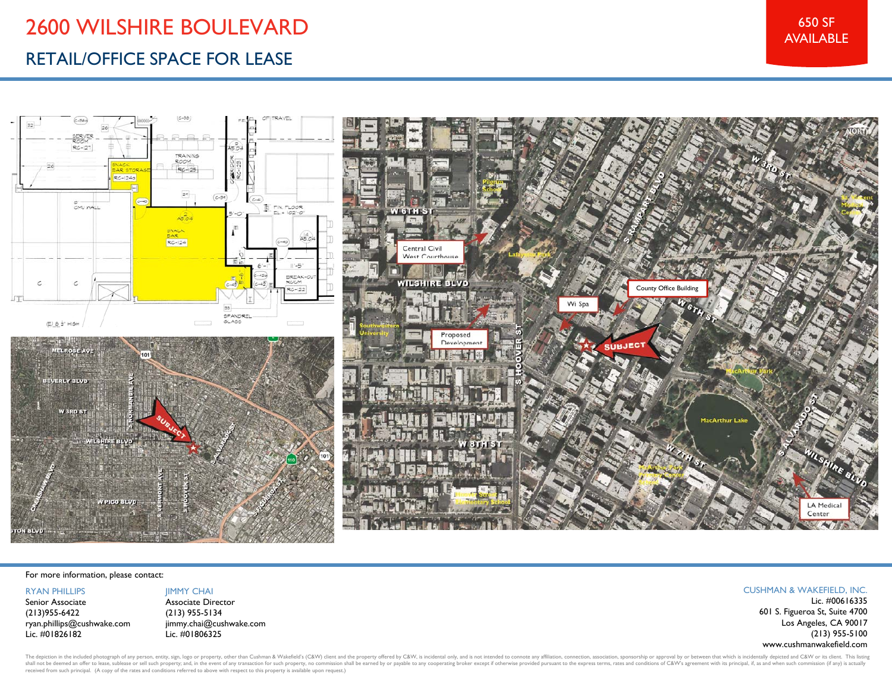# 2600 WILSHIRE BOULEVARD

## RETAIL/OFFICE SPACE FOR LEASE

650 SF AVAILABLE

For more information, please contact:

**RYAN PHILLIPS**
Senior Associate
(213)955-6422
ryan.phillips@cushwake.com
Lic. #01826182

**JIMMY CHAI**
Associate Director
(213) 955-5134
jimmy.chai@cushwake.com
Lic. #01806325

**CUSHMAN & WAKEFIELD, INC.**
Lic. #00616335
601 S. Figueroa St, Suite 4700
Los Angeles, CA 90017
(213) 955-5100
www.cushmanwakefield.com

The depiction in the included photograph of any person, entity, sign, logo or property, other than Cushman & Wakefield's (C&W) client and the property offered by C&W, is incidental only, and is not intended to connote any affiliation, connection, association, sponsorship or approval by or between that which is incidentally depicted and C&W or its client. This listing shall not be deemed an offer to lease, sublease or sell such property; and, in the event of any transaction for such property, no commission shall be earned by or payable to any cooperating broker except if otherwise provided pursuant to the express terms, rates and conditions of C&W's agreement with its principal, if, as and when such commission (if any) is actually received from such principal. (A copy of the rates and conditions referred to above with respect to this property is available upon request.)